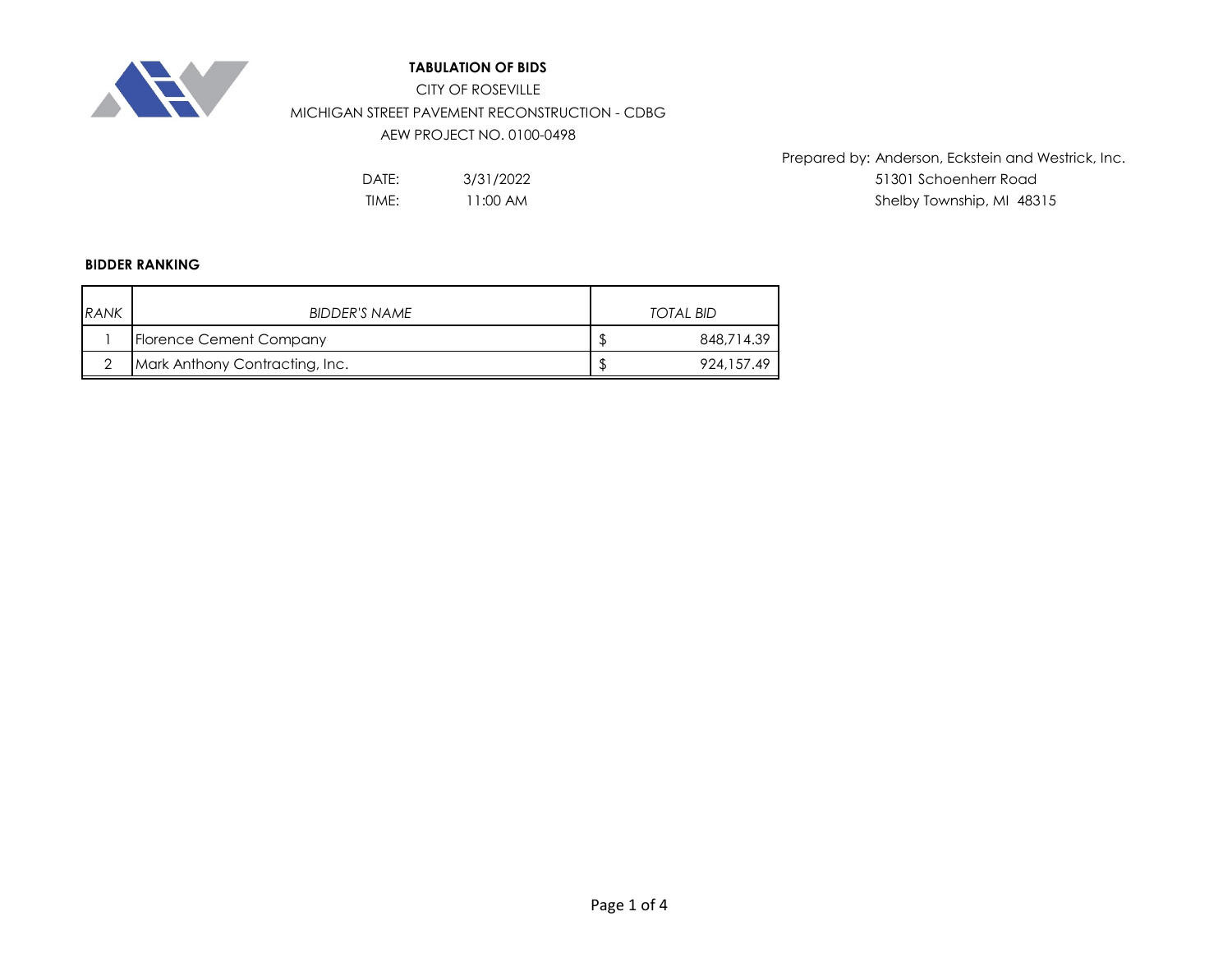# TABULATION OF BIDS

CITY OF ROSEVILLE

MICHIGAN STREET PAVEMENT RECONSTRUCTION - CDBG

AEW PROJECT NO. 0100-0498

DATE: 3/31/2022

TIME: 11:00 AM

Prepared by: Anderson, Eckstein and Westrick, Inc.
51301 Schoenherr Road
Shelby Township, MI 48315

**BIDDER RANKING**

| *RANK* | *BIDDER'S NAME* | *TOTAL BID* |
|---|---|---|
| 1 | Florence Cement Company | $ 848,714.39 |
| 2 | Mark Anthony Contracting, Inc. | $ 924,157.49 |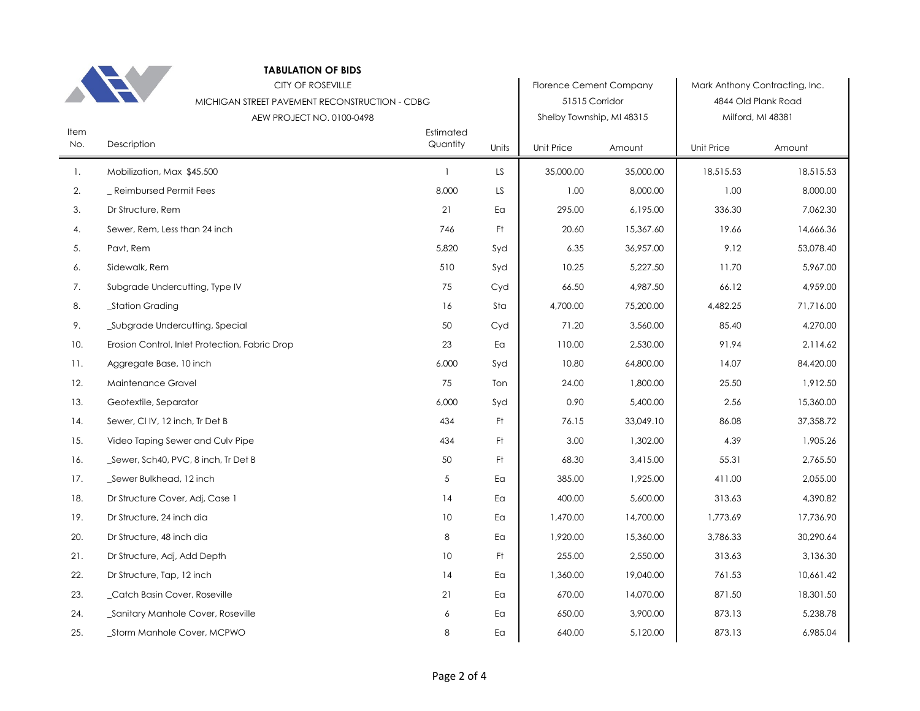**TABULATION OF BIDS**

CITY OF ROSEVILLE

MICHIGAN STREET PAVEMENT RECONSTRUCTION - CDBG

AEW PROJECT NO. 0100-0498

| Item No. | Description | Estimated Quantity | Units | Florence Cement Company, 51515 Corridor, Shelby Township, MI 48315 | | Mark Anthony Contracting, Inc., 4844 Old Plank Road, Milford, MI 48381 | |
|---|---|---|---|---|---|---|---|
| | | | | Unit Price | Amount | Unit Price | Amount |
| 1. | Mobilization, Max $45,500 | 1 | LS | 35,000.00 | 35,000.00 | 18,515.53 | 18,515.53 |
| 2. | _ Reimbursed Permit Fees | 8,000 | LS | 1.00 | 8,000.00 | 1.00 | 8,000.00 |
| 3. | Dr Structure, Rem | 21 | Ea | 295.00 | 6,195.00 | 336.30 | 7,062.30 |
| 4. | Sewer, Rem, Less than 24 inch | 746 | Ft | 20.60 | 15,367.60 | 19.66 | 14,666.36 |
| 5. | Pavt, Rem | 5,820 | Syd | 6.35 | 36,957.00 | 9.12 | 53,078.40 |
| 6. | Sidewalk, Rem | 510 | Syd | 10.25 | 5,227.50 | 11.70 | 5,967.00 |
| 7. | Subgrade Undercutting, Type IV | 75 | Cyd | 66.50 | 4,987.50 | 66.12 | 4,959.00 |
| 8. | _Station Grading | 16 | Sta | 4,700.00 | 75,200.00 | 4,482.25 | 71,716.00 |
| 9. | _Subgrade Undercutting, Special | 50 | Cyd | 71.20 | 3,560.00 | 85.40 | 4,270.00 |
| 10. | Erosion Control, Inlet Protection, Fabric Drop | 23 | Ea | 110.00 | 2,530.00 | 91.94 | 2,114.62 |
| 11. | Aggregate Base, 10 inch | 6,000 | Syd | 10.80 | 64,800.00 | 14.07 | 84,420.00 |
| 12. | Maintenance Gravel | 75 | Ton | 24.00 | 1,800.00 | 25.50 | 1,912.50 |
| 13. | Geotextile, Separator | 6,000 | Syd | 0.90 | 5,400.00 | 2.56 | 15,360.00 |
| 14. | Sewer, Cl IV, 12 inch, Tr Det B | 434 | Ft | 76.15 | 33,049.10 | 86.08 | 37,358.72 |
| 15. | Video Taping Sewer and Culv Pipe | 434 | Ft | 3.00 | 1,302.00 | 4.39 | 1,905.26 |
| 16. | _Sewer, Sch40, PVC, 8 inch, Tr Det B | 50 | Ft | 68.30 | 3,415.00 | 55.31 | 2,765.50 |
| 17. | _Sewer Bulkhead, 12 inch | 5 | Ea | 385.00 | 1,925.00 | 411.00 | 2,055.00 |
| 18. | Dr Structure Cover, Adj, Case 1 | 14 | Ea | 400.00 | 5,600.00 | 313.63 | 4,390.82 |
| 19. | Dr Structure, 24 inch dia | 10 | Ea | 1,470.00 | 14,700.00 | 1,773.69 | 17,736.90 |
| 20. | Dr Structure, 48 inch dia | 8 | Ea | 1,920.00 | 15,360.00 | 3,786.33 | 30,290.64 |
| 21. | Dr Structure, Adj, Add Depth | 10 | Ft | 255.00 | 2,550.00 | 313.63 | 3,136.30 |
| 22. | Dr Structure, Tap, 12 inch | 14 | Ea | 1,360.00 | 19,040.00 | 761.53 | 10,661.42 |
| 23. | _Catch Basin Cover, Roseville | 21 | Ea | 670.00 | 14,070.00 | 871.50 | 18,301.50 |
| 24. | _Sanitary Manhole Cover, Roseville | 6 | Ea | 650.00 | 3,900.00 | 873.13 | 5,238.78 |
| 25. | _Storm Manhole Cover, MCPWO | 8 | Ea | 640.00 | 5,120.00 | 873.13 | 6,985.04 |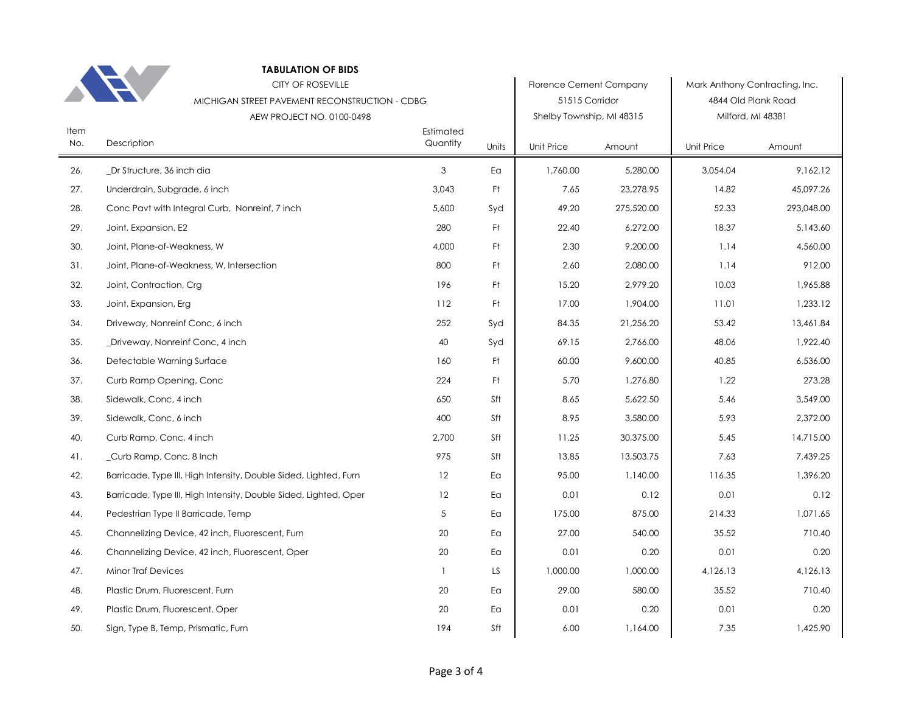**TABULATION OF BIDS**

CITY OF ROSEVILLE

MICHIGAN STREET PAVEMENT RECONSTRUCTION - CDBG

AEW PROJECT NO. 0100-0498

| Item No. | Description | Estimated Quantity | Units | Florence Cement Company, 51515 Corridor, Shelby Township, MI 48315 | | Mark Anthony Contracting, Inc., 4844 Old Plank Road, Milford, MI 48381 | |
|---|---|---|---|---|---|---|---|
| | | | | Unit Price | Amount | Unit Price | Amount |
| 26. | _Dr Structure, 36 inch dia | 3 | Ea | 1,760.00 | 5,280.00 | 3,054.04 | 9,162.12 |
| 27. | Underdrain, Subgrade, 6 inch | 3,043 | Ft | 7.65 | 23,278.95 | 14.82 | 45,097.26 |
| 28. | Conc Pavt with Integral Curb, Nonreinf, 7 inch | 5,600 | Syd | 49.20 | 275,520.00 | 52.33 | 293,048.00 |
| 29. | Joint, Expansion, E2 | 280 | Ft | 22.40 | 6,272.00 | 18.37 | 5,143.60 |
| 30. | Joint, Plane-of-Weakness, W | 4,000 | Ft | 2.30 | 9,200.00 | 1.14 | 4,560.00 |
| 31. | Joint, Plane-of-Weakness, W, Intersection | 800 | Ft | 2.60 | 2,080.00 | 1.14 | 912.00 |
| 32. | Joint, Contraction, Crg | 196 | Ft | 15.20 | 2,979.20 | 10.03 | 1,965.88 |
| 33. | Joint, Expansion, Erg | 112 | Ft | 17.00 | 1,904.00 | 11.01 | 1,233.12 |
| 34. | Driveway, Nonreinf Conc, 6 inch | 252 | Syd | 84.35 | 21,256.20 | 53.42 | 13,461.84 |
| 35. | _Driveway, Nonreinf Conc, 4 inch | 40 | Syd | 69.15 | 2,766.00 | 48.06 | 1,922.40 |
| 36. | Detectable Warning Surface | 160 | Ft | 60.00 | 9,600.00 | 40.85 | 6,536.00 |
| 37. | Curb Ramp Opening, Conc | 224 | Ft | 5.70 | 1,276.80 | 1.22 | 273.28 |
| 38. | Sidewalk, Conc, 4 inch | 650 | Sft | 8.65 | 5,622.50 | 5.46 | 3,549.00 |
| 39. | Sidewalk, Conc, 6 inch | 400 | Sft | 8.95 | 3,580.00 | 5.93 | 2,372.00 |
| 40. | Curb Ramp, Conc, 4 inch | 2,700 | Sft | 11.25 | 30,375.00 | 5.45 | 14,715.00 |
| 41. | _Curb Ramp, Conc, 8 Inch | 975 | Sft | 13.85 | 13,503.75 | 7.63 | 7,439.25 |
| 42. | Barricade, Type III, High Intensity, Double Sided, Lighted, Furn | 12 | Ea | 95.00 | 1,140.00 | 116.35 | 1,396.20 |
| 43. | Barricade, Type III, High Intensity, Double Sided, Lighted, Oper | 12 | Ea | 0.01 | 0.12 | 0.01 | 0.12 |
| 44. | Pedestrian Type II Barricade, Temp | 5 | Ea | 175.00 | 875.00 | 214.33 | 1,071.65 |
| 45. | Channelizing Device, 42 inch, Fluorescent, Furn | 20 | Ea | 27.00 | 540.00 | 35.52 | 710.40 |
| 46. | Channelizing Device, 42 inch, Fluorescent, Oper | 20 | Ea | 0.01 | 0.20 | 0.01 | 0.20 |
| 47. | Minor Traf Devices | 1 | LS | 1,000.00 | 1,000.00 | 4,126.13 | 4,126.13 |
| 48. | Plastic Drum, Fluorescent, Furn | 20 | Ea | 29.00 | 580.00 | 35.52 | 710.40 |
| 49. | Plastic Drum, Fluorescent, Oper | 20 | Ea | 0.01 | 0.20 | 0.01 | 0.20 |
| 50. | Sign, Type B, Temp, Prismatic, Furn | 194 | Sft | 6.00 | 1,164.00 | 7.35 | 1,425.90 |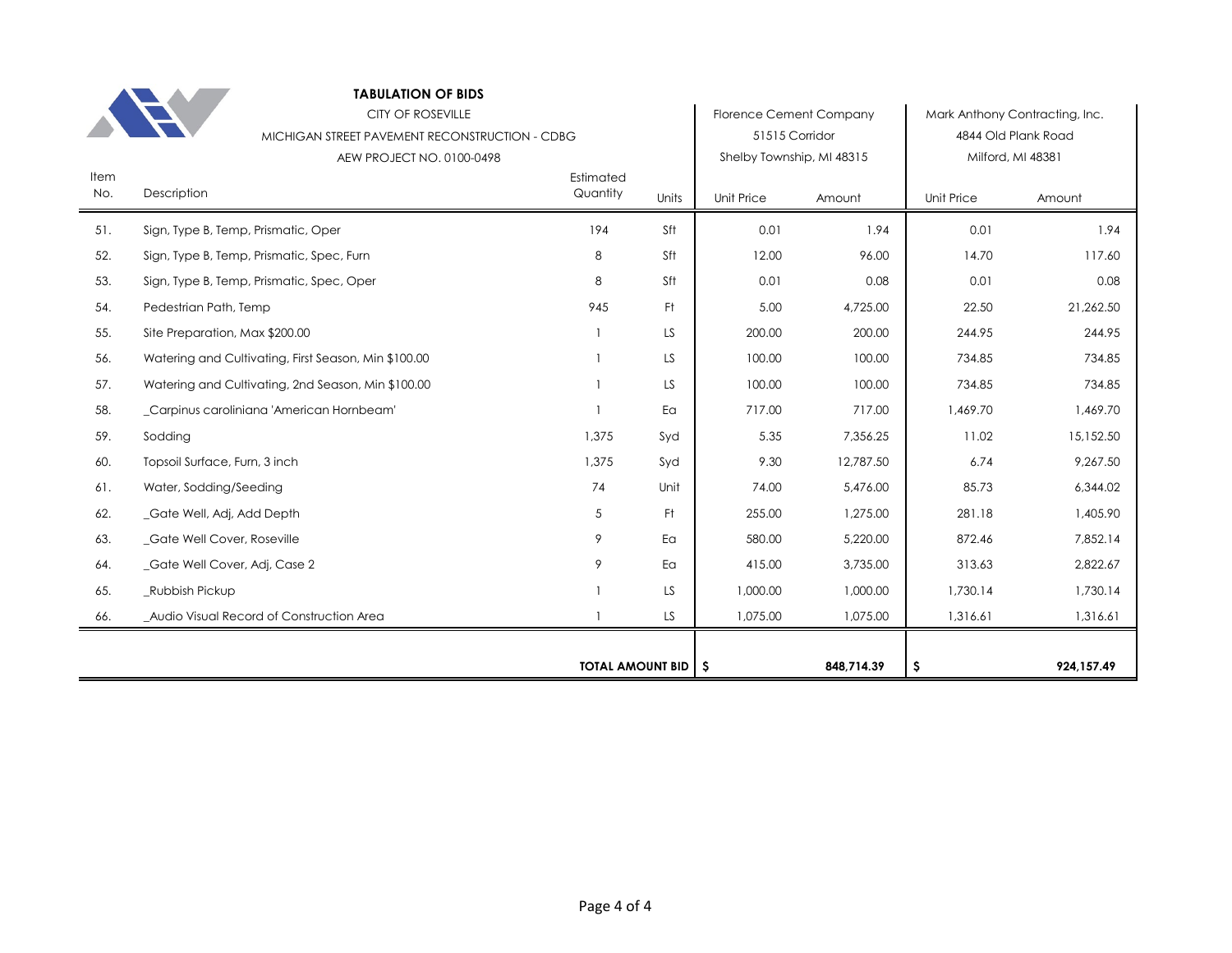**TABULATION OF BIDS**

CITY OF ROSEVILLE

MICHIGAN STREET PAVEMENT RECONSTRUCTION - CDBG

AEW PROJECT NO. 0100-0498

| Item No. | Description | Estimated Quantity | Units | Florence Cement Company, 51515 Corridor, Shelby Township, MI 48315 — Unit Price | Amount | Mark Anthony Contracting, Inc., 4844 Old Plank Road, Milford, MI 48381 — Unit Price | Amount |
|---|---|---|---|---|---|---|---|
| 51. | Sign, Type B, Temp, Prismatic, Oper | 194 | Sft | 0.01 | 1.94 | 0.01 | 1.94 |
| 52. | Sign, Type B, Temp, Prismatic, Spec, Furn | 8 | Sft | 12.00 | 96.00 | 14.70 | 117.60 |
| 53. | Sign, Type B, Temp, Prismatic, Spec, Oper | 8 | Sft | 0.01 | 0.08 | 0.01 | 0.08 |
| 54. | Pedestrian Path, Temp | 945 | Ft | 5.00 | 4,725.00 | 22.50 | 21,262.50 |
| 55. | Site Preparation, Max $200.00 | 1 | LS | 200.00 | 200.00 | 244.95 | 244.95 |
| 56. | Watering and Cultivating, First Season, Min $100.00 | 1 | LS | 100.00 | 100.00 | 734.85 | 734.85 |
| 57. | Watering and Cultivating, 2nd Season, Min $100.00 | 1 | LS | 100.00 | 100.00 | 734.85 | 734.85 |
| 58. | _Carpinus caroliniana 'American Hornbeam' | 1 | Ea | 717.00 | 717.00 | 1,469.70 | 1,469.70 |
| 59. | Sodding | 1,375 | Syd | 5.35 | 7,356.25 | 11.02 | 15,152.50 |
| 60. | Topsoil Surface, Furn, 3 inch | 1,375 | Syd | 9.30 | 12,787.50 | 6.74 | 9,267.50 |
| 61. | Water, Sodding/Seeding | 74 | Unit | 74.00 | 5,476.00 | 85.73 | 6,344.02 |
| 62. | _Gate Well, Adj, Add Depth | 5 | Ft | 255.00 | 1,275.00 | 281.18 | 1,405.90 |
| 63. | _Gate Well Cover, Roseville | 9 | Ea | 580.00 | 5,220.00 | 872.46 | 7,852.14 |
| 64. | _Gate Well Cover, Adj, Case 2 | 9 | Ea | 415.00 | 3,735.00 | 313.63 | 2,822.67 |
| 65. | _Rubbish Pickup | 1 | LS | 1,000.00 | 1,000.00 | 1,730.14 | 1,730.14 |
| 66. | _Audio Visual Record of Construction Area | 1 | LS | 1,075.00 | 1,075.00 | 1,316.61 | 1,316.61 |
| | **TOTAL AMOUNT BID** | | | **$** | **848,714.39** | **$** | **924,157.49** |